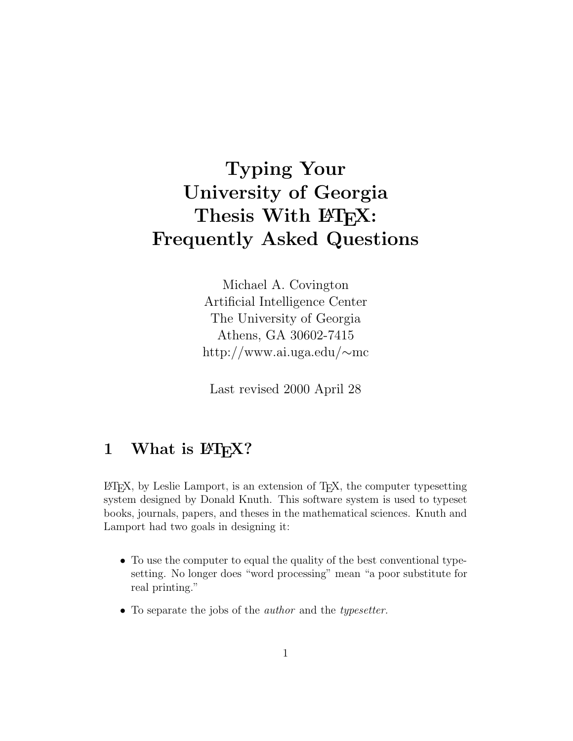# Typing Your University of Georgia Thesis With LaTeX: Frequently Asked Questions

Michael A. Covington
Artificial Intelligence Center
The University of Georgia
Athens, GA 30602-7415
http://www.ai.uga.edu/∼mc

Last revised 2000 April 28

## 1 What is LaTeX?

LaTeX, by Leslie Lamport, is an extension of TeX, the computer typesetting system designed by Donald Knuth. This software system is used to typeset books, journals, papers, and theses in the mathematical sciences. Knuth and Lamport had two goals in designing it:

- To use the computer to equal the quality of the best conventional typesetting. No longer does "word processing" mean "a poor substitute for real printing."
- To separate the jobs of the *author* and the *typesetter*.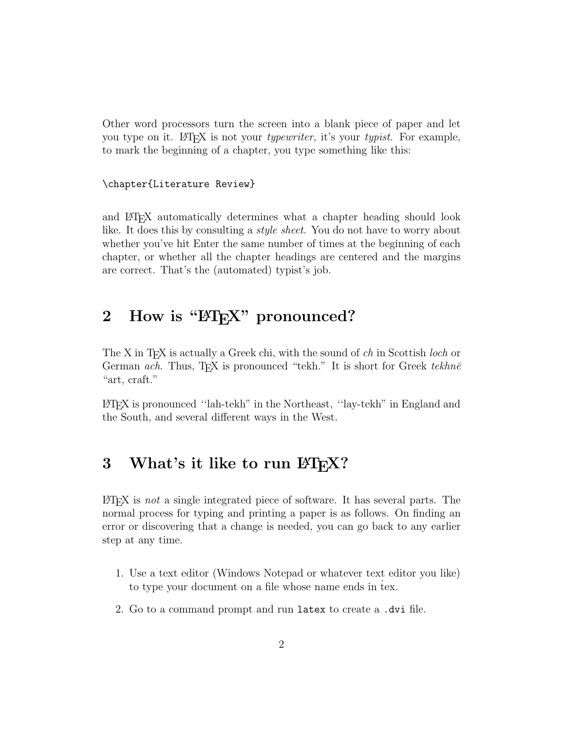Other word processors turn the screen into a blank piece of paper and let you type on it. LaTeX is not your *typewriter,* it's your *typist.* For example, to mark the beginning of a chapter, you type something like this:

```
\chapter{Literature Review}
```

and LaTeX automatically determines what a chapter heading should look like. It does this by consulting a *style sheet.* You do not have to worry about whether you've hit Enter the same number of times at the beginning of each chapter, or whether all the chapter headings are centered and the margins are correct. That's the (automated) typist's job.

## 2 How is "LaTeX" pronounced?

The X in TeX is actually a Greek chi, with the sound of *ch* in Scottish *loch* or German *ach*. Thus, TeX is pronounced "tekh." It is short for Greek *tekhnē* "art, craft."

LaTeX is pronounced "lah-tekh" in the Northeast, "lay-tekh" in England and the South, and several different ways in the West.

## 3 What's it like to run LaTeX?

LaTeX is *not* a single integrated piece of software. It has several parts. The normal process for typing and printing a paper is as follows. On finding an error or discovering that a change is needed, you can go back to any earlier step at any time.

1. Use a text editor (Windows Notepad or whatever text editor you like) to type your document on a file whose name ends in .tex.
2. Go to a command prompt and run `latex` to create a `.dvi` file.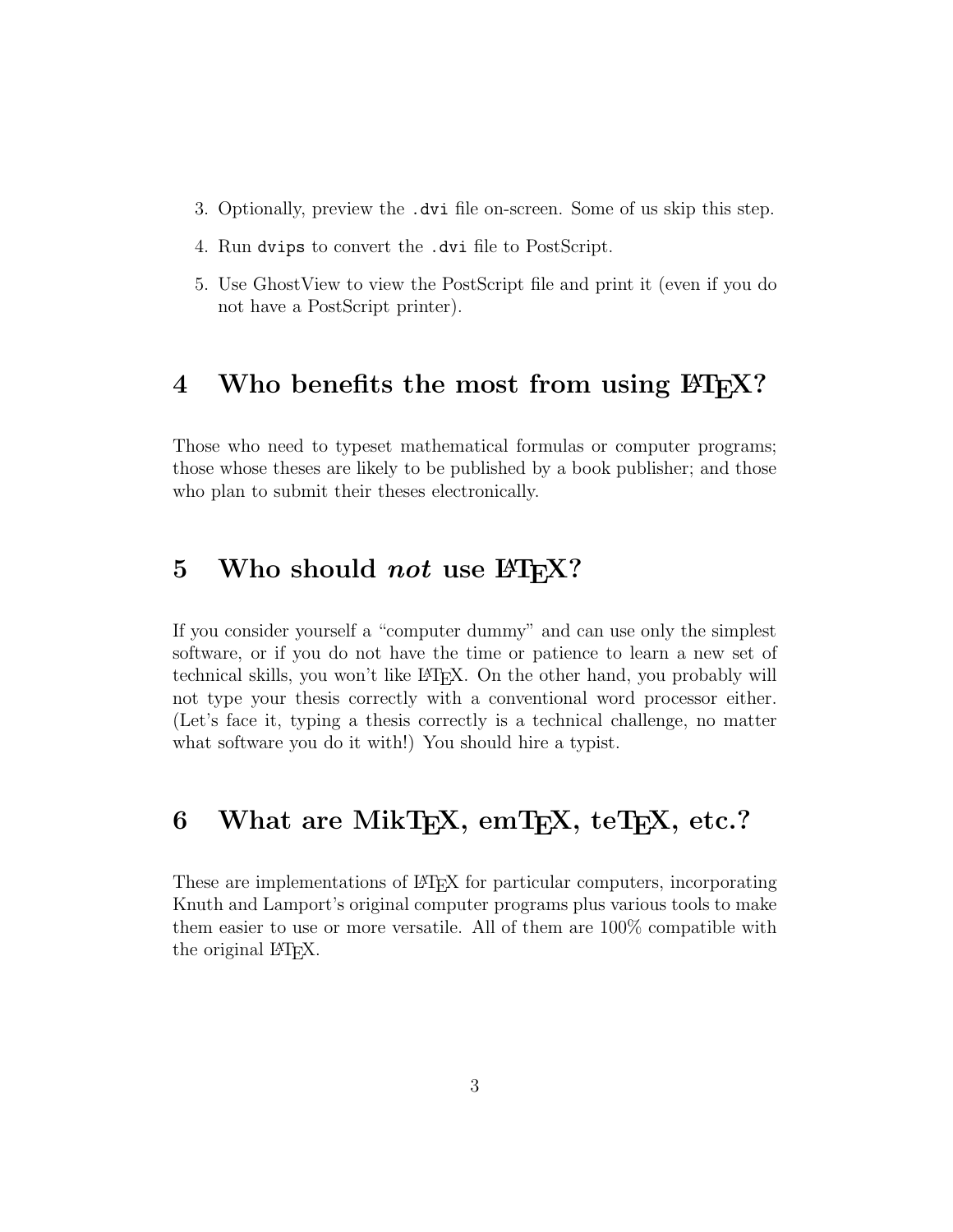3. Optionally, preview the `.dvi` file on-screen. Some of us skip this step.
4. Run `dvips` to convert the `.dvi` file to PostScript.
5. Use GhostView to view the PostScript file and print it (even if you do not have a PostScript printer).

## 4 Who benefits the most from using LaTeX?

Those who need to typeset mathematical formulas or computer programs; those whose theses are likely to be published by a book publisher; and those who plan to submit their theses electronically.

## 5 Who should *not* use LaTeX?

If you consider yourself a "computer dummy" and can use only the simplest software, or if you do not have the time or patience to learn a new set of technical skills, you won't like LaTeX. On the other hand, you probably will not type your thesis correctly with a conventional word processor either. (Let's face it, typing a thesis correctly is a technical challenge, no matter what software you do it with!) You should hire a typist.

## 6 What are MikTeX, emTeX, teTeX, etc.?

These are implementations of LaTeX for particular computers, incorporating Knuth and Lamport's original computer programs plus various tools to make them easier to use or more versatile. All of them are 100% compatible with the original LaTeX.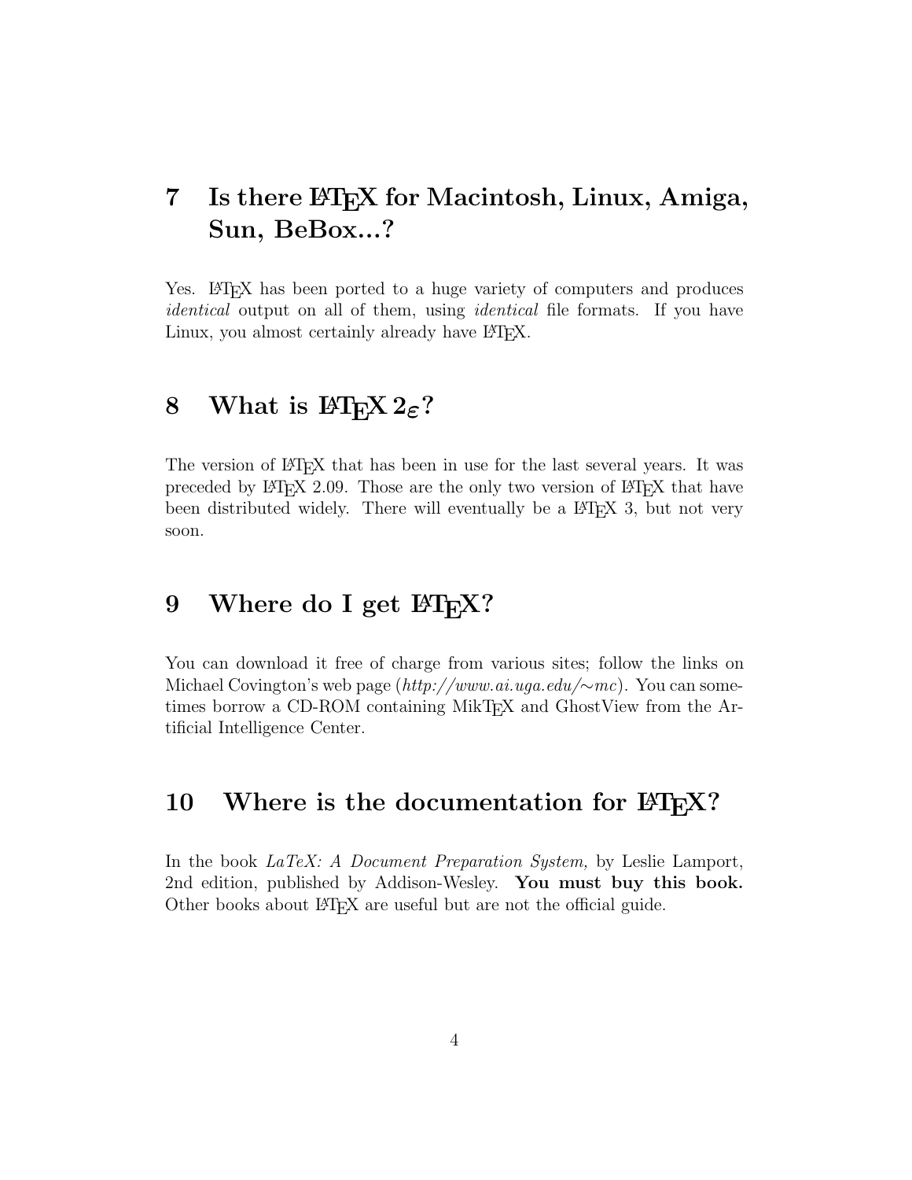## 7 Is there LaTeX for Macintosh, Linux, Amiga, Sun, BeBox...?

Yes. LaTeX has been ported to a huge variety of computers and produces *identical* output on all of them, using *identical* file formats. If you have Linux, you almost certainly already have LaTeX.

## 8 What is LaTeX $2_\varepsilon$?

The version of LaTeX that has been in use for the last several years. It was preceded by LaTeX 2.09. Those are the only two version of LaTeX that have been distributed widely. There will eventually be a LaTeX 3, but not very soon.

## 9 Where do I get LaTeX?

You can download it free of charge from various sites; follow the links on Michael Covington's web page (*http://www.ai.uga.edu/~mc*). You can sometimes borrow a CD-ROM containing MikTeX and GhostView from the Artificial Intelligence Center.

## 10 Where is the documentation for LaTeX?

In the book *LaTeX: A Document Preparation System,* by Leslie Lamport, 2nd edition, published by Addison-Wesley. **You must buy this book.** Other books about LaTeX are useful but are not the official guide.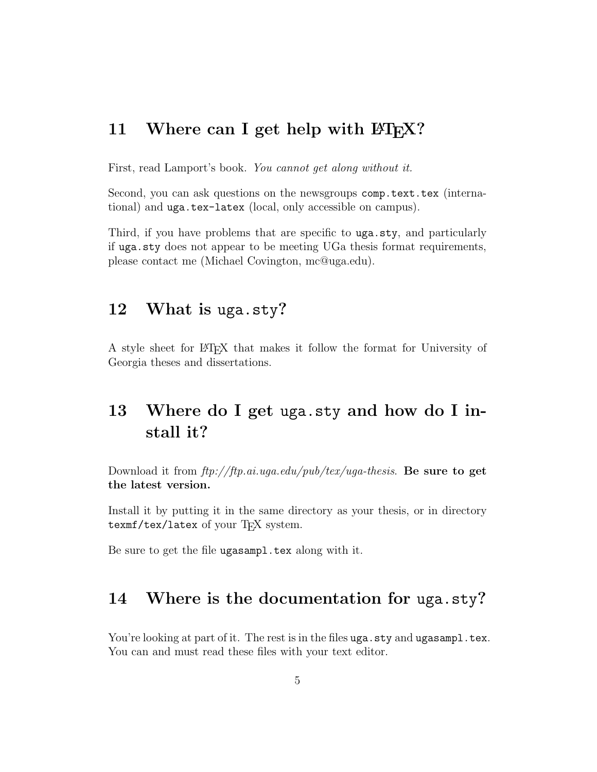## 11 Where can I get help with LaTeX?

First, read Lamport's book. *You cannot get along without it.*

Second, you can ask questions on the newsgroups `comp.text.tex` (international) and `uga.tex-latex` (local, only accessible on campus).

Third, if you have problems that are specific to `uga.sty`, and particularly if `uga.sty` does not appear to be meeting UGa thesis format requirements, please contact me (Michael Covington, mc@uga.edu).

## 12 What is `uga.sty`?

A style sheet for LaTeX that makes it follow the format for University of Georgia theses and dissertations.

## 13 Where do I get `uga.sty` and how do I install it?

Download it from *ftp://ftp.ai.uga.edu/pub/tex/uga-thesis*. **Be sure to get the latest version.**

Install it by putting it in the same directory as your thesis, or in directory `texmf/tex/latex` of your TeX system.

Be sure to get the file `ugasampl.tex` along with it.

## 14 Where is the documentation for `uga.sty`?

You're looking at part of it. The rest is in the files `uga.sty` and `ugasampl.tex`. You can and must read these files with your text editor.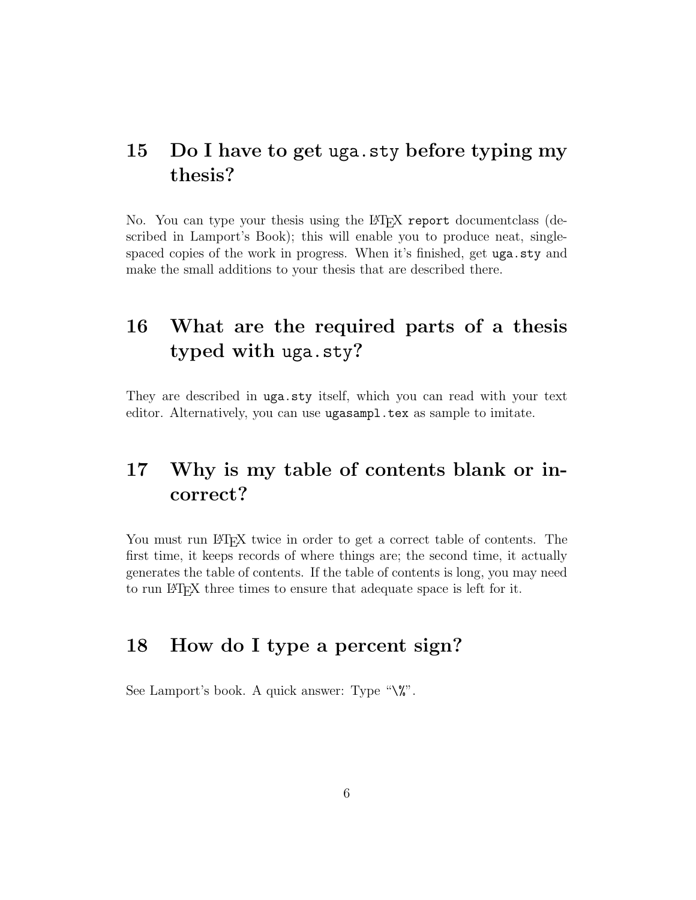## 15 Do I have to get `uga.sty` before typing my thesis?

No. You can type your thesis using the LaTeX `report` documentclass (described in Lamport's Book); this will enable you to produce neat, single-spaced copies of the work in progress. When it's finished, get `uga.sty` and make the small additions to your thesis that are described there.

## 16 What are the required parts of a thesis typed with `uga.sty`?

They are described in `uga.sty` itself, which you can read with your text editor. Alternatively, you can use `ugasampl.tex` as sample to imitate.

## 17 Why is my table of contents blank or incorrect?

You must run LaTeX twice in order to get a correct table of contents. The first time, it keeps records of where things are; the second time, it actually generates the table of contents. If the table of contents is long, you may need to run LaTeX three times to ensure that adequate space is left for it.

## 18 How do I type a percent sign?

See Lamport's book. A quick answer: Type "`\%`".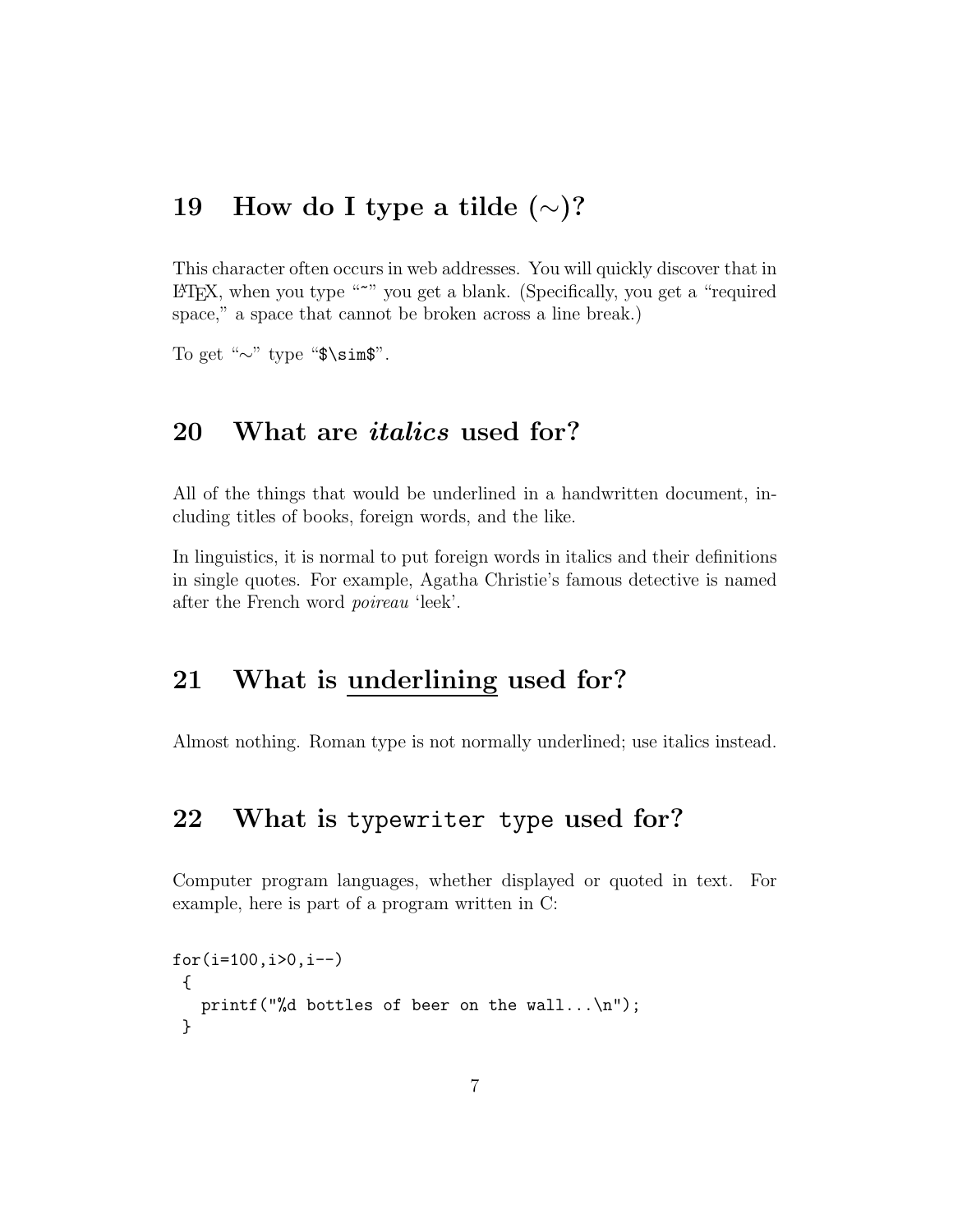## 19 How do I type a tilde ($\sim$)?

This character often occurs in web addresses. You will quickly discover that in LaTeX, when you type "`~`" you get a blank. (Specifically, you get a "required space," a space that cannot be broken across a line break.)

To get "$\sim$" type "`$\sim$`".

## 20 What are *italics* used for?

All of the things that would be underlined in a handwritten document, including titles of books, foreign words, and the like.

In linguistics, it is normal to put foreign words in italics and their definitions in single quotes. For example, Agatha Christie's famous detective is named after the French word *poireau* 'leek'.

## 21 What is <u>underlining</u> used for?

Almost nothing. Roman type is not normally underlined; use italics instead.

## 22 What is `typewriter type` used for?

Computer program languages, whether displayed or quoted in text. For example, here is part of a program written in C:

```
for(i=100,i>0,i--)
 {
   printf("%d bottles of beer on the wall...\n");
 }
```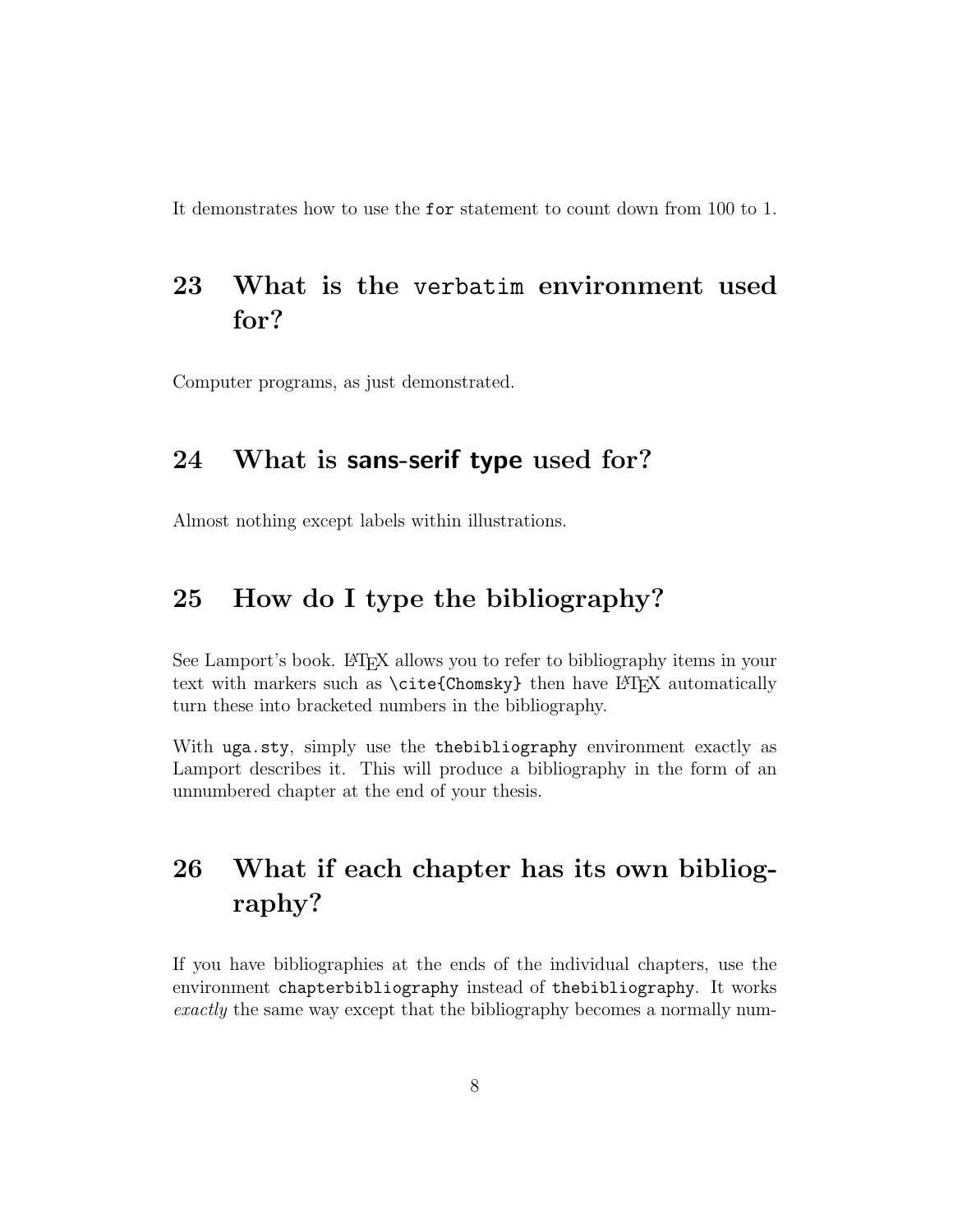It demonstrates how to use the `for` statement to count down from 100 to 1.

## 23 What is the `verbatim` environment used for?

Computer programs, as just demonstrated.

## 24 What is **sans-serif type** used for?

Almost nothing except labels within illustrations.

## 25 How do I type the bibliography?

See Lamport's book. LaTeX allows you to refer to bibliography items in your text with markers such as `\cite{Chomsky}` then have LaTeX automatically turn these into bracketed numbers in the bibliography.

With `uga.sty`, simply use the `thebibliography` environment exactly as Lamport describes it. This will produce a bibliography in the form of an unnumbered chapter at the end of your thesis.

## 26 What if each chapter has its own bibliography?

If you have bibliographies at the ends of the individual chapters, use the environment `chapterbibliography` instead of `thebibliography`. It works *exactly* the same way except that the bibliography becomes a normally num-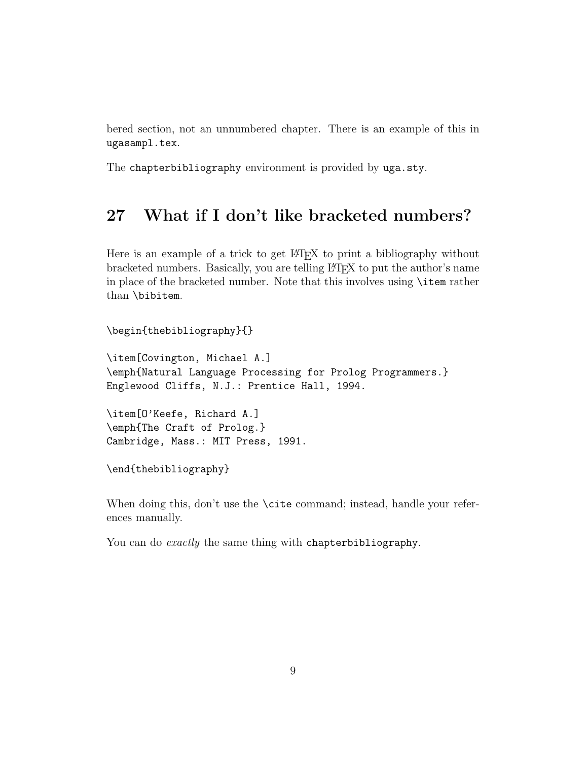bered section, not an unnumbered chapter. There is an example of this in `ugasampl.tex`.

The `chapterbibliography` environment is provided by `uga.sty`.

## 27 What if I don't like bracketed numbers?

Here is an example of a trick to get LaTeX to print a bibliography without bracketed numbers. Basically, you are telling LaTeX to put the author's name in place of the bracketed number. Note that this involves using `\item` rather than `\bibitem`.

```
\begin{thebibliography}{}

\item[Covington, Michael A.]
\emph{Natural Language Processing for Prolog Programmers.}
Englewood Cliffs, N.J.: Prentice Hall, 1994.

\item[O'Keefe, Richard A.]
\emph{The Craft of Prolog.}
Cambridge, Mass.: MIT Press, 1991.

\end{thebibliography}
```

When doing this, don't use the `\cite` command; instead, handle your references manually.

You can do *exactly* the same thing with `chapterbibliography`.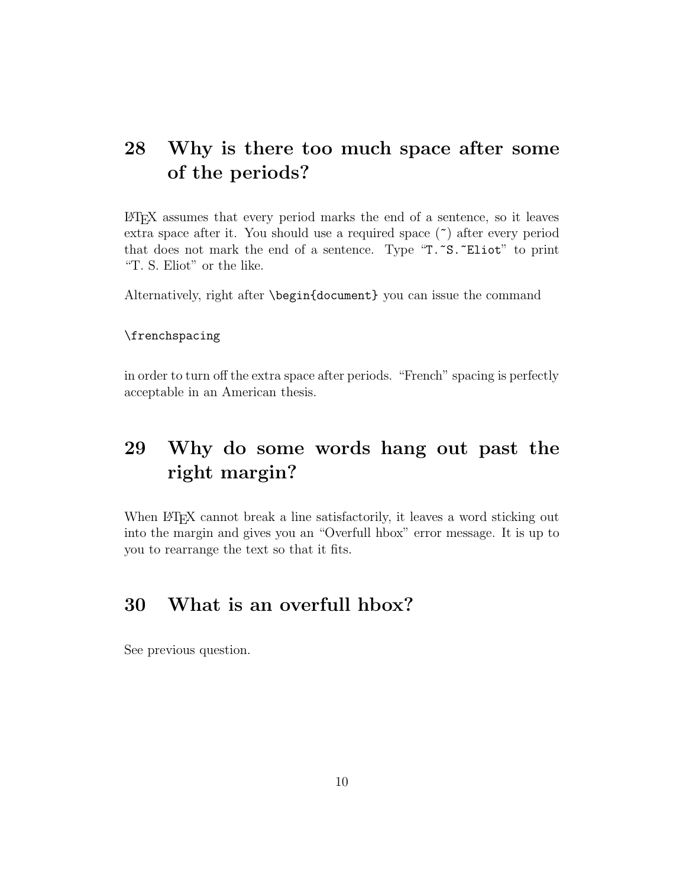## 28 Why is there too much space after some of the periods?

LaTeX assumes that every period marks the end of a sentence, so it leaves extra space after it. You should use a required space (`~`) after every period that does not mark the end of a sentence. Type "`T.~S.~Eliot`" to print "T. S. Eliot" or the like.

Alternatively, right after `\begin{document}` you can issue the command

```
\frenchspacing
```

in order to turn off the extra space after periods. "French" spacing is perfectly acceptable in an American thesis.

## 29 Why do some words hang out past the right margin?

When LaTeX cannot break a line satisfactorily, it leaves a word sticking out into the margin and gives you an "Overfull hbox" error message. It is up to you to rearrange the text so that it fits.

## 30 What is an overfull hbox?

See previous question.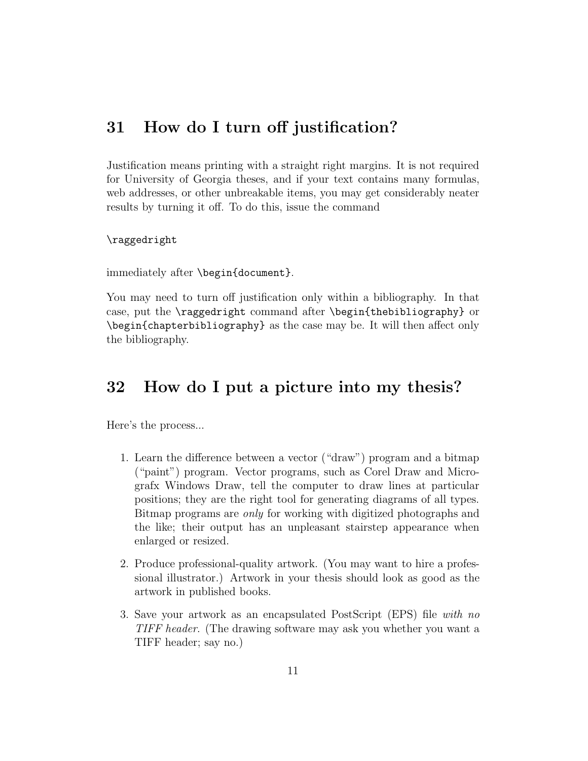## 31 How do I turn off justification?

Justification means printing with a straight right margins. It is not required for University of Georgia theses, and if your text contains many formulas, web addresses, or other unbreakable items, you may get considerably neater results by turning it off. To do this, issue the command

```
\raggedright
```

immediately after `\begin{document}`.

You may need to turn off justification only within a bibliography. In that case, put the `\raggedright` command after `\begin{thebibliography}` or `\begin{chapterbibliography}` as the case may be. It will then affect only the bibliography.

## 32 How do I put a picture into my thesis?

Here's the process...

1. Learn the difference between a vector ("draw") program and a bitmap ("paint") program. Vector programs, such as Corel Draw and Micrografx Windows Draw, tell the computer to draw lines at particular positions; they are the right tool for generating diagrams of all types. Bitmap programs are *only* for working with digitized photographs and the like; their output has an unpleasant stairstep appearance when enlarged or resized.

2. Produce professional-quality artwork. (You may want to hire a professional illustrator.) Artwork in your thesis should look as good as the artwork in published books.

3. Save your artwork as an encapsulated PostScript (EPS) file *with no TIFF header*. (The drawing software may ask you whether you want a TIFF header; say no.)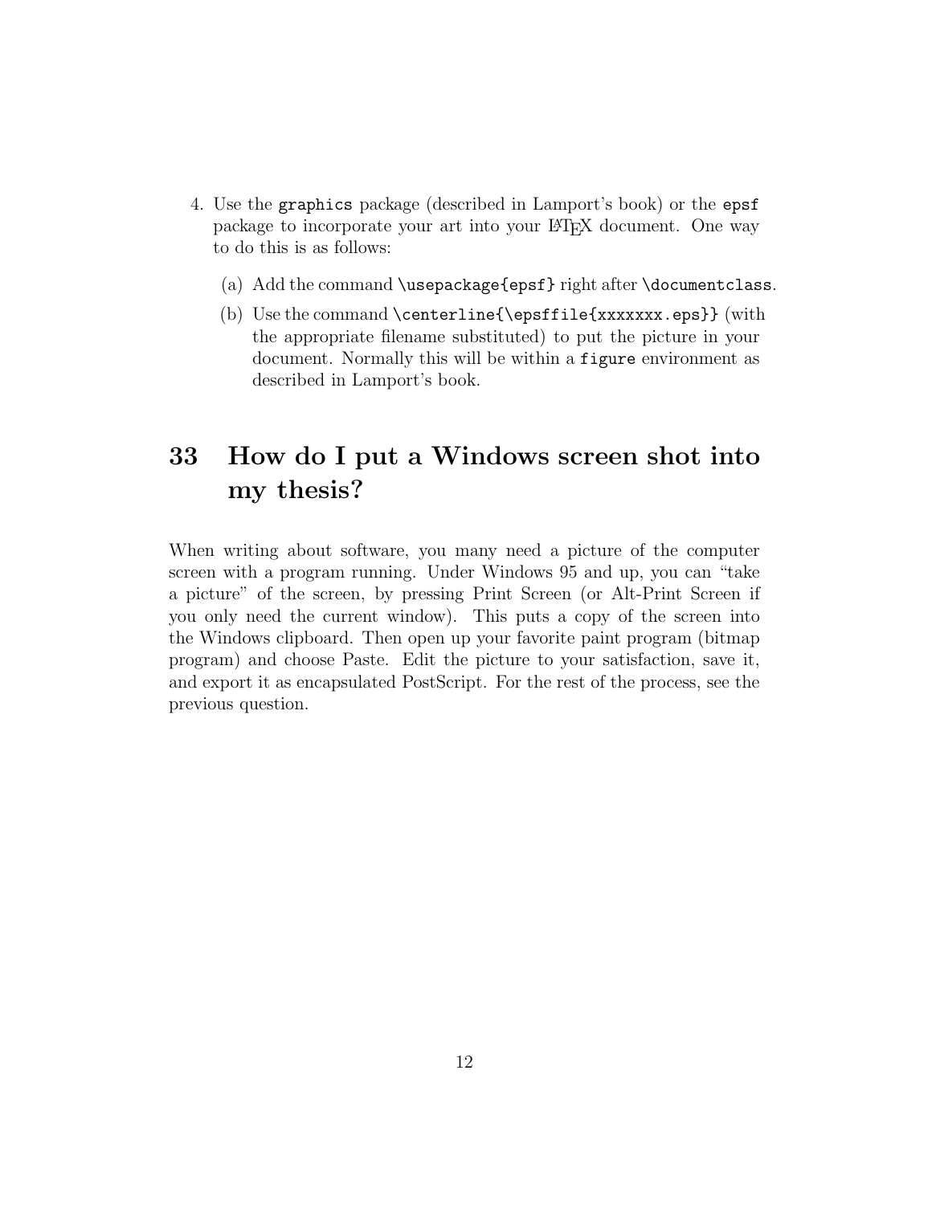4. Use the `graphics` package (described in Lamport's book) or the `epsf` package to incorporate your art into your LaTeX document. One way to do this is as follows:

   (a) Add the command `\usepackage{epsf}` right after `\documentclass`.

   (b) Use the command `\centerline{\epsffile{xxxxxxx.eps}}` (with the appropriate filename substituted) to put the picture in your document. Normally this will be within a `figure` environment as described in Lamport's book.

# 33 How do I put a Windows screen shot into my thesis?

When writing about software, you many need a picture of the computer screen with a program running. Under Windows 95 and up, you can "take a picture" of the screen, by pressing Print Screen (or Alt-Print Screen if you only need the current window). This puts a copy of the screen into the Windows clipboard. Then open up your favorite paint program (bitmap program) and choose Paste. Edit the picture to your satisfaction, save it, and export it as encapsulated PostScript. For the rest of the process, see the previous question.